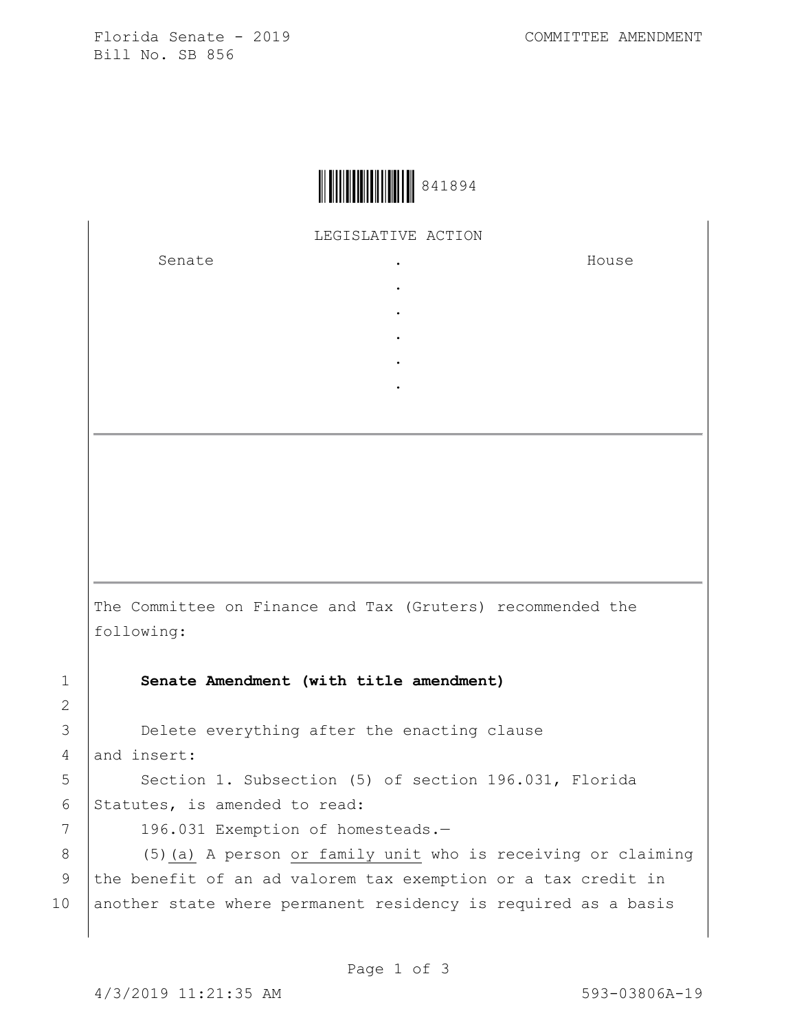Florida Senate - 2019
Bill No. SB 856

COMMITTEE AMENDMENT

841894

LEGISLATIVE ACTION

| Senate | . | House |
|---|---|---|
| | . | |
| | . | |
| | . | |
| | . | |
| | . | |

The Committee on Finance and Tax (Gruters) recommended the following:

1 **Senate Amendment (with title amendment)**

2

3 Delete everything after the enacting clause

4 and insert:

5 Section 1. Subsection (5) of section 196.031, Florida

6 Statutes, is amended to read:

7 196.031 Exemption of homesteads.—

8 (5)<u>(a)</u> A person <u>or family unit</u> who is receiving or claiming

9 the benefit of an ad valorem tax exemption or a tax credit in

10 another state where permanent residency is required as a basis

4/3/2019 11:21:35 AM 593-03806A-19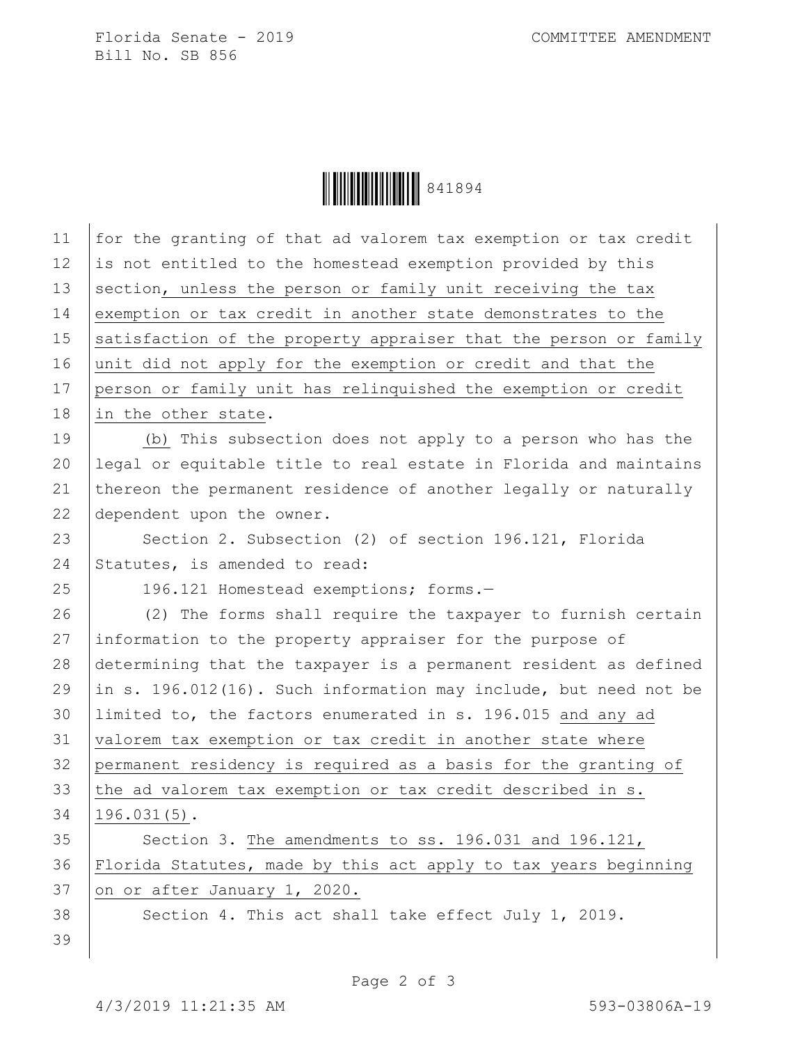for the granting of that ad valorem tax exemption or tax credit is not entitled to the homestead exemption provided by this section, unless the person or family unit receiving the tax exemption or tax credit in another state demonstrates to the satisfaction of the property appraiser that the person or family unit did not apply for the exemption or credit and that the person or family unit has relinquished the exemption or credit in the other state.

(b) This subsection does not apply to a person who has the legal or equitable title to real estate in Florida and maintains thereon the permanent residence of another legally or naturally dependent upon the owner.

Section 2. Subsection (2) of section 196.121, Florida Statutes, is amended to read:

196.121 Homestead exemptions; forms.—

(2) The forms shall require the taxpayer to furnish certain information to the property appraiser for the purpose of determining that the taxpayer is a permanent resident as defined in s. 196.012(16). Such information may include, but need not be limited to, the factors enumerated in s. 196.015 and any ad valorem tax exemption or tax credit in another state where permanent residency is required as a basis for the granting of the ad valorem tax exemption or tax credit described in s. 196.031(5).

Section 3. The amendments to ss. 196.031 and 196.121, Florida Statutes, made by this act apply to tax years beginning on or after January 1, 2020.

Section 4. This act shall take effect July 1, 2019.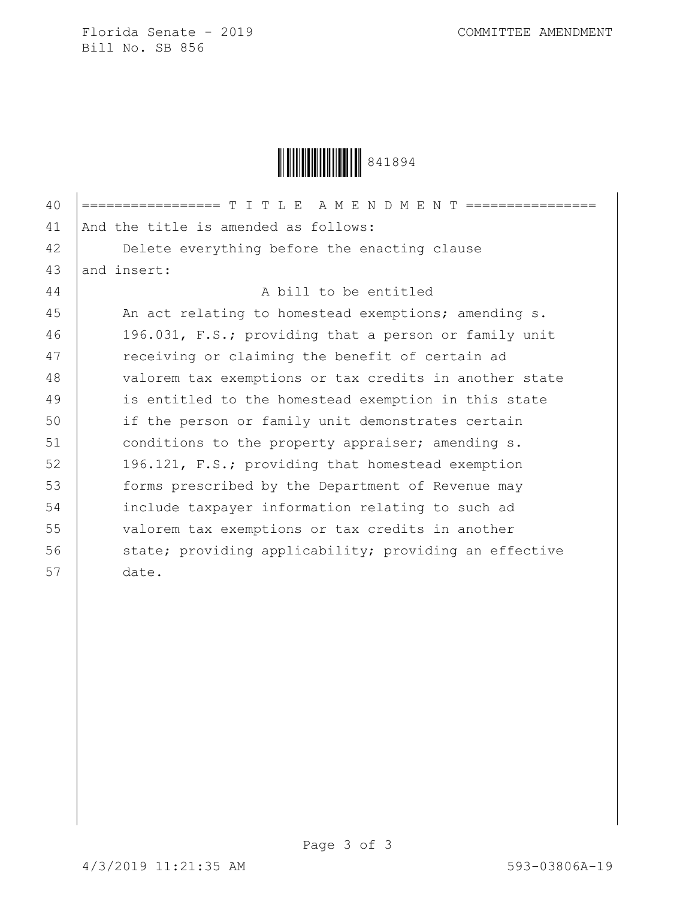================= T I T L E A M E N D M E N T ================

And the title is amended as follows:

Delete everything before the enacting clause

and insert:

A bill to be entitled

An act relating to homestead exemptions; amending s. 196.031, F.S.; providing that a person or family unit receiving or claiming the benefit of certain ad valorem tax exemptions or tax credits in another state is entitled to the homestead exemption in this state if the person or family unit demonstrates certain conditions to the property appraiser; amending s. 196.121, F.S.; providing that homestead exemption forms prescribed by the Department of Revenue may include taxpayer information relating to such ad valorem tax exemptions or tax credits in another state; providing applicability; providing an effective date.